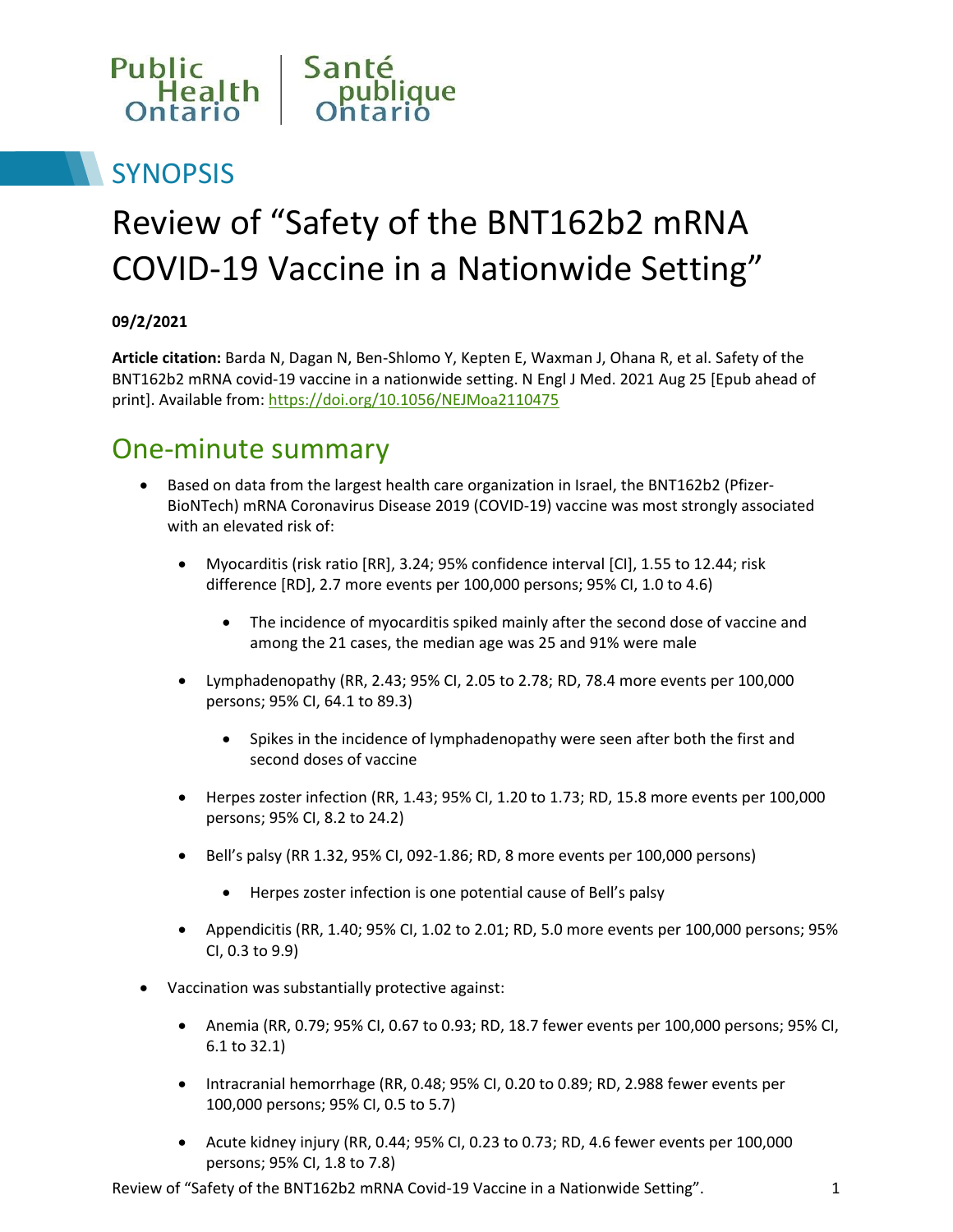Public Health Ontario | Santé publique Ontario

# SYNOPSIS

# Review of "Safety of the BNT162b2 mRNA COVID-19 Vaccine in a Nationwide Setting"

**09/2/2021**

**Article citation:** Barda N, Dagan N, Ben-Shlomo Y, Kepten E, Waxman J, Ohana R, et al. Safety of the BNT162b2 mRNA covid-19 vaccine in a nationwide setting. N Engl J Med. 2021 Aug 25 [Epub ahead of print]. Available from: https://doi.org/10.1056/NEJMoa2110475

## One-minute summary

- Based on data from the largest health care organization in Israel, the BNT162b2 (Pfizer-BioNTech) mRNA Coronavirus Disease 2019 (COVID-19) vaccine was most strongly associated with an elevated risk of:
  - Myocarditis (risk ratio [RR], 3.24; 95% confidence interval [CI], 1.55 to 12.44; risk difference [RD], 2.7 more events per 100,000 persons; 95% CI, 1.0 to 4.6)
    - The incidence of myocarditis spiked mainly after the second dose of vaccine and among the 21 cases, the median age was 25 and 91% were male
  - Lymphadenopathy (RR, 2.43; 95% CI, 2.05 to 2.78; RD, 78.4 more events per 100,000 persons; 95% CI, 64.1 to 89.3)
    - Spikes in the incidence of lymphadenopathy were seen after both the first and second doses of vaccine
  - Herpes zoster infection (RR, 1.43; 95% CI, 1.20 to 1.73; RD, 15.8 more events per 100,000 persons; 95% CI, 8.2 to 24.2)
  - Bell's palsy (RR 1.32, 95% CI, 092-1.86; RD, 8 more events per 100,000 persons)
    - Herpes zoster infection is one potential cause of Bell's palsy
  - Appendicitis (RR, 1.40; 95% CI, 1.02 to 2.01; RD, 5.0 more events per 100,000 persons; 95% CI, 0.3 to 9.9)
- Vaccination was substantially protective against:
  - Anemia (RR, 0.79; 95% CI, 0.67 to 0.93; RD, 18.7 fewer events per 100,000 persons; 95% CI, 6.1 to 32.1)
  - Intracranial hemorrhage (RR, 0.48; 95% CI, 0.20 to 0.89; RD, 2.988 fewer events per 100,000 persons; 95% CI, 0.5 to 5.7)
  - Acute kidney injury (RR, 0.44; 95% CI, 0.23 to 0.73; RD, 4.6 fewer events per 100,000 persons; 95% CI, 1.8 to 7.8)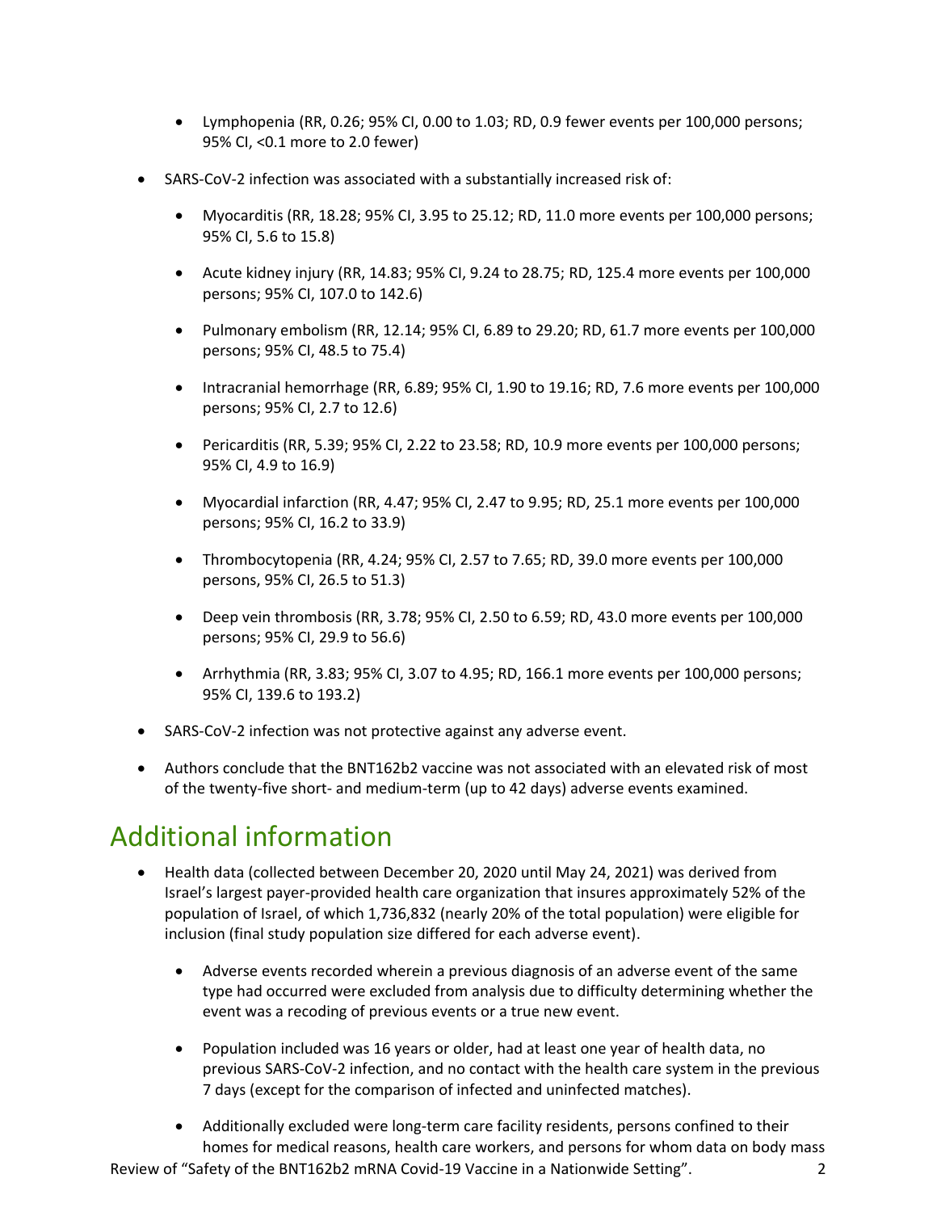- Lymphopenia (RR, 0.26; 95% CI, 0.00 to 1.03; RD, 0.9 fewer events per 100,000 persons; 95% CI, <0.1 more to 2.0 fewer)

- SARS-CoV-2 infection was associated with a substantially increased risk of:
    - Myocarditis (RR, 18.28; 95% CI, 3.95 to 25.12; RD, 11.0 more events per 100,000 persons; 95% CI, 5.6 to 15.8)
    - Acute kidney injury (RR, 14.83; 95% CI, 9.24 to 28.75; RD, 125.4 more events per 100,000 persons; 95% CI, 107.0 to 142.6)
    - Pulmonary embolism (RR, 12.14; 95% CI, 6.89 to 29.20; RD, 61.7 more events per 100,000 persons; 95% CI, 48.5 to 75.4)
    - Intracranial hemorrhage (RR, 6.89; 95% CI, 1.90 to 19.16; RD, 7.6 more events per 100,000 persons; 95% CI, 2.7 to 12.6)
    - Pericarditis (RR, 5.39; 95% CI, 2.22 to 23.58; RD, 10.9 more events per 100,000 persons; 95% CI, 4.9 to 16.9)
    - Myocardial infarction (RR, 4.47; 95% CI, 2.47 to 9.95; RD, 25.1 more events per 100,000 persons; 95% CI, 16.2 to 33.9)
    - Thrombocytopenia (RR, 4.24; 95% CI, 2.57 to 7.65; RD, 39.0 more events per 100,000 persons, 95% CI, 26.5 to 51.3)
    - Deep vein thrombosis (RR, 3.78; 95% CI, 2.50 to 6.59; RD, 43.0 more events per 100,000 persons; 95% CI, 29.9 to 56.6)
    - Arrhythmia (RR, 3.83; 95% CI, 3.07 to 4.95; RD, 166.1 more events per 100,000 persons; 95% CI, 139.6 to 193.2)
- SARS-CoV-2 infection was not protective against any adverse event.
- Authors conclude that the BNT162b2 vaccine was not associated with an elevated risk of most of the twenty-five short- and medium-term (up to 42 days) adverse events examined.

## Additional information

- Health data (collected between December 20, 2020 until May 24, 2021) was derived from Israel's largest payer-provided health care organization that insures approximately 52% of the population of Israel, of which 1,736,832 (nearly 20% of the total population) were eligible for inclusion (final study population size differed for each adverse event).
    - Adverse events recorded wherein a previous diagnosis of an adverse event of the same type had occurred were excluded from analysis due to difficulty determining whether the event was a recoding of previous events or a true new event.
    - Population included was 16 years or older, had at least one year of health data, no previous SARS-CoV-2 infection, and no contact with the health care system in the previous 7 days (except for the comparison of infected and uninfected matches).
    - Additionally excluded were long-term care facility residents, persons confined to their homes for medical reasons, health care workers, and persons for whom data on body mass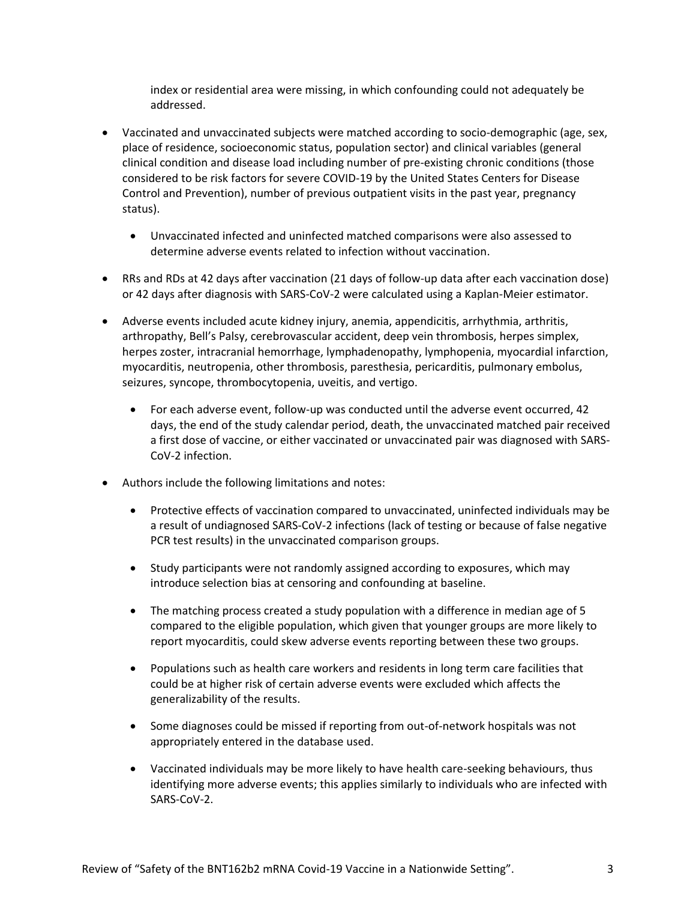index or residential area were missing, in which confounding could not adequately be addressed.

- Vaccinated and unvaccinated subjects were matched according to socio-demographic (age, sex, place of residence, socioeconomic status, population sector) and clinical variables (general clinical condition and disease load including number of pre-existing chronic conditions (those considered to be risk factors for severe COVID-19 by the United States Centers for Disease Control and Prevention), number of previous outpatient visits in the past year, pregnancy status).
    - Unvaccinated infected and uninfected matched comparisons were also assessed to determine adverse events related to infection without vaccination.
- RRs and RDs at 42 days after vaccination (21 days of follow-up data after each vaccination dose) or 42 days after diagnosis with SARS-CoV-2 were calculated using a Kaplan-Meier estimator.
- Adverse events included acute kidney injury, anemia, appendicitis, arrhythmia, arthritis, arthropathy, Bell's Palsy, cerebrovascular accident, deep vein thrombosis, herpes simplex, herpes zoster, intracranial hemorrhage, lymphadenopathy, lymphopenia, myocardial infarction, myocarditis, neutropenia, other thrombosis, paresthesia, pericarditis, pulmonary embolus, seizures, syncope, thrombocytopenia, uveitis, and vertigo.
    - For each adverse event, follow-up was conducted until the adverse event occurred, 42 days, the end of the study calendar period, death, the unvaccinated matched pair received a first dose of vaccine, or either vaccinated or unvaccinated pair was diagnosed with SARS-CoV-2 infection.
- Authors include the following limitations and notes:
    - Protective effects of vaccination compared to unvaccinated, uninfected individuals may be a result of undiagnosed SARS-CoV-2 infections (lack of testing or because of false negative PCR test results) in the unvaccinated comparison groups.
    - Study participants were not randomly assigned according to exposures, which may introduce selection bias at censoring and confounding at baseline.
    - The matching process created a study population with a difference in median age of 5 compared to the eligible population, which given that younger groups are more likely to report myocarditis, could skew adverse events reporting between these two groups.
    - Populations such as health care workers and residents in long term care facilities that could be at higher risk of certain adverse events were excluded which affects the generalizability of the results.
    - Some diagnoses could be missed if reporting from out-of-network hospitals was not appropriately entered in the database used.
    - Vaccinated individuals may be more likely to have health care-seeking behaviours, thus identifying more adverse events; this applies similarly to individuals who are infected with SARS-CoV-2.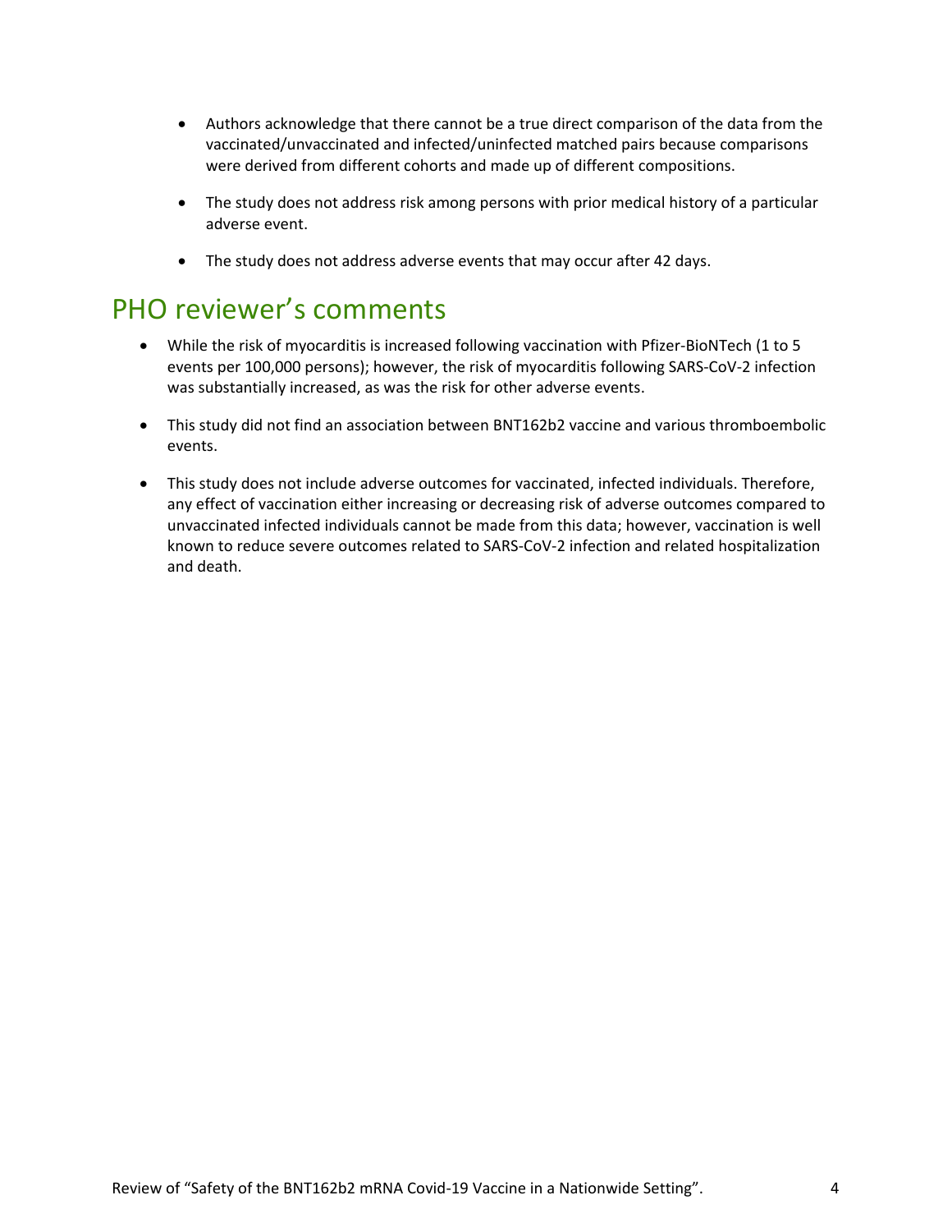- Authors acknowledge that there cannot be a true direct comparison of the data from the vaccinated/unvaccinated and infected/uninfected matched pairs because comparisons were derived from different cohorts and made up of different compositions.
- The study does not address risk among persons with prior medical history of a particular adverse event.
- The study does not address adverse events that may occur after 42 days.

## PHO reviewer's comments

- While the risk of myocarditis is increased following vaccination with Pfizer-BioNTech (1 to 5 events per 100,000 persons); however, the risk of myocarditis following SARS-CoV-2 infection was substantially increased, as was the risk for other adverse events.
- This study did not find an association between BNT162b2 vaccine and various thromboembolic events.
- This study does not include adverse outcomes for vaccinated, infected individuals. Therefore, any effect of vaccination either increasing or decreasing risk of adverse outcomes compared to unvaccinated infected individuals cannot be made from this data; however, vaccination is well known to reduce severe outcomes related to SARS-CoV-2 infection and related hospitalization and death.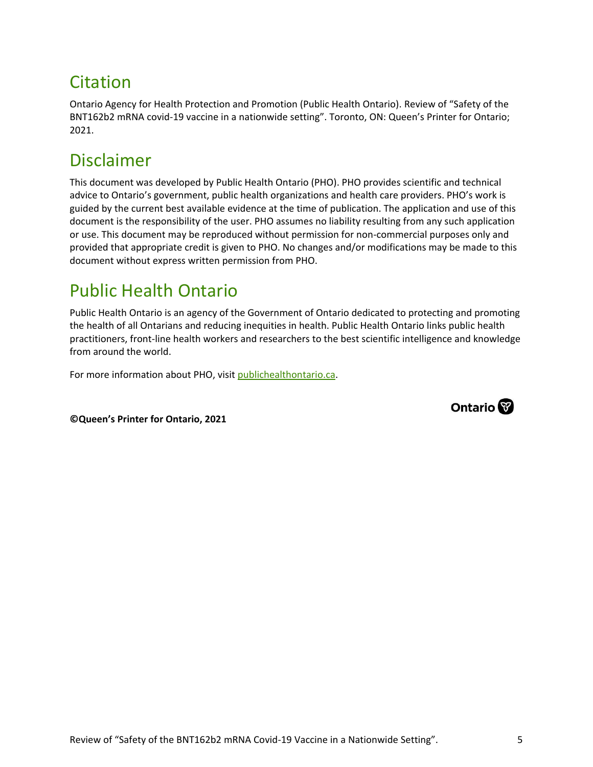## Citation

Ontario Agency for Health Protection and Promotion (Public Health Ontario). Review of "Safety of the BNT162b2 mRNA covid-19 vaccine in a nationwide setting". Toronto, ON: Queen's Printer for Ontario; 2021.

## Disclaimer

This document was developed by Public Health Ontario (PHO). PHO provides scientific and technical advice to Ontario's government, public health organizations and health care providers. PHO's work is guided by the current best available evidence at the time of publication. The application and use of this document is the responsibility of the user. PHO assumes no liability resulting from any such application or use. This document may be reproduced without permission for non-commercial purposes only and provided that appropriate credit is given to PHO. No changes and/or modifications may be made to this document without express written permission from PHO.

## Public Health Ontario

Public Health Ontario is an agency of the Government of Ontario dedicated to protecting and promoting the health of all Ontarians and reducing inequities in health. Public Health Ontario links public health practitioners, front-line health workers and researchers to the best scientific intelligence and knowledge from around the world.

For more information about PHO, visit [publichealthontario.ca](publichealthontario.ca).

Ontario

**©Queen's Printer for Ontario, 2021**